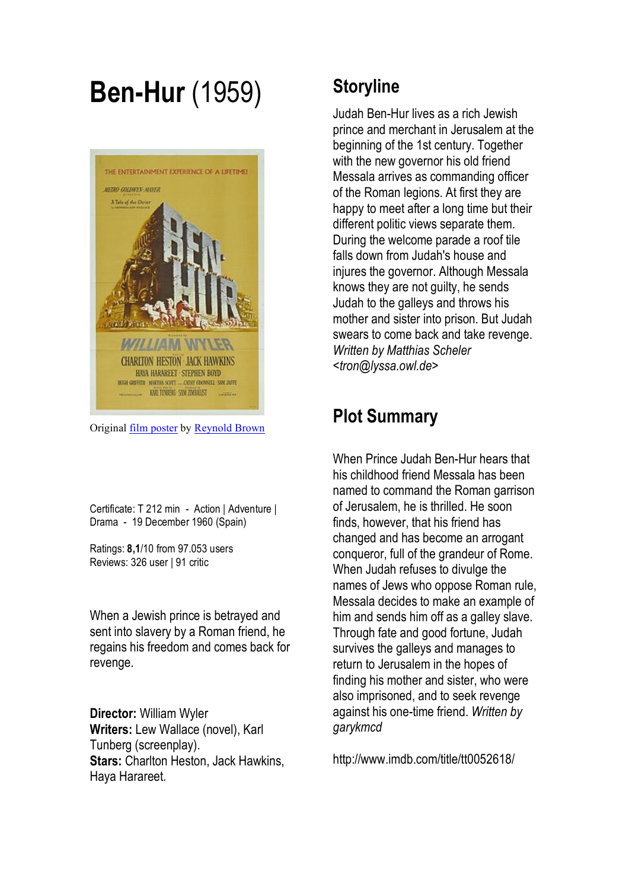# **Ben-Hur** (1959)

Original [film poster](film poster) by [Reynold Brown](Reynold Brown)

Certificate: T 212 min - Action | Adventure | Drama - 19 December 1960 (Spain)

Ratings: **8**,**1**/10 from 97.053 users
Reviews: 326 user | 91 critic

When a Jewish prince is betrayed and sent into slavery by a Roman friend, he regains his freedom and comes back for revenge.

**Director:** William Wyler
**Writers:** Lew Wallace (novel), Karl Tunberg (screenplay).
**Stars:** Charlton Heston, Jack Hawkins, Haya Harareet.

## Storyline

Judah Ben-Hur lives as a rich Jewish prince and merchant in Jerusalem at the beginning of the 1st century. Together with the new governor his old friend Messala arrives as commanding officer of the Roman legions. At first they are happy to meet after a long time but their different politic views separate them. During the welcome parade a roof tile falls down from Judah's house and injures the governor. Although Messala knows they are not guilty, he sends Judah to the galleys and throws his mother and sister into prison. But Judah swears to come back and take revenge. *Written by Matthias Scheler <tron@lyssa.owl.de>*

## Plot Summary

When Prince Judah Ben-Hur hears that his childhood friend Messala has been named to command the Roman garrison of Jerusalem, he is thrilled. He soon finds, however, that his friend has changed and has become an arrogant conqueror, full of the grandeur of Rome. When Judah refuses to divulge the names of Jews who oppose Roman rule, Messala decides to make an example of him and sends him off as a galley slave. Through fate and good fortune, Judah survives the galleys and manages to return to Jerusalem in the hopes of finding his mother and sister, who were also imprisoned, and to seek revenge against his one-time friend. *Written by garykmcd*

http://www.imdb.com/title/tt0052618/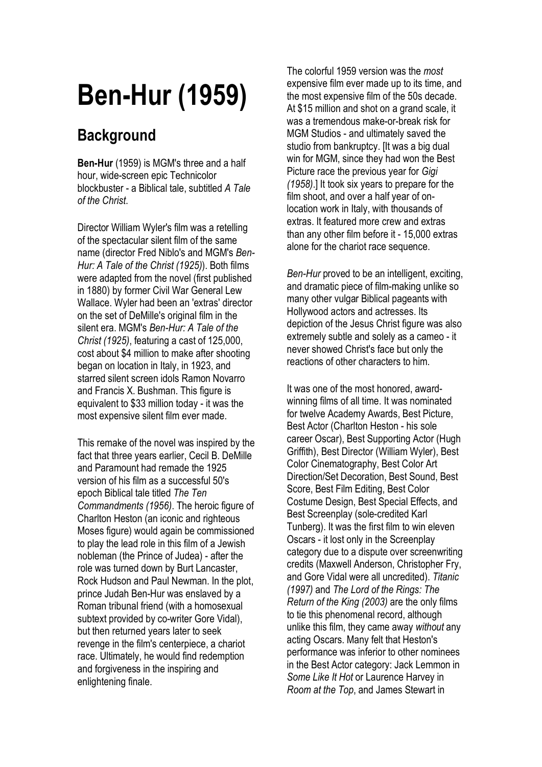# Ben-Hur (1959)

## Background

**Ben-Hur** (1959) is MGM's three and a half hour, wide-screen epic Technicolor blockbuster - a Biblical tale, subtitled *A Tale of the Christ*.

Director William Wyler's film was a retelling of the spectacular silent film of the same name (director Fred Niblo's and MGM's *Ben-Hur: A Tale of the Christ (1925)*). Both films were adapted from the novel (first published in 1880) by former Civil War General Lew Wallace. Wyler had been an 'extras' director on the set of DeMille's original film in the silent era. MGM's *Ben-Hur: A Tale of the Christ (1925)*, featuring a cast of 125,000, cost about $4 million to make after shooting began on location in Italy, in 1923, and starred silent screen idols Ramon Novarro and Francis X. Bushman. This figure is equivalent to $33 million today - it was the most expensive silent film ever made.

This remake of the novel was inspired by the fact that three years earlier, Cecil B. DeMille and Paramount had remade the 1925 version of his film as a successful 50's epoch Biblical tale titled *The Ten Commandments (1956)*. The heroic figure of Charlton Heston (an iconic and righteous Moses figure) would again be commissioned to play the lead role in this film of a Jewish nobleman (the Prince of Judea) - after the role was turned down by Burt Lancaster, Rock Hudson and Paul Newman. In the plot, prince Judah Ben-Hur was enslaved by a Roman tribunal friend (with a homosexual subtext provided by co-writer Gore Vidal), but then returned years later to seek revenge in the film's centerpiece, a chariot race. Ultimately, he would find redemption and forgiveness in the inspiring and enlightening finale.

The colorful 1959 version was the *most* expensive film ever made up to its time, and the most expensive film of the 50s decade. At $15 million and shot on a grand scale, it was a tremendous make-or-break risk for MGM Studios - and ultimately saved the studio from bankruptcy. [It was a big dual win for MGM, since they had won the Best Picture race the previous year for *Gigi (1958)*.] It took six years to prepare for the film shoot, and over a half year of on-location work in Italy, with thousands of extras. It featured more crew and extras than any other film before it - 15,000 extras alone for the chariot race sequence.

*Ben-Hur* proved to be an intelligent, exciting, and dramatic piece of film-making unlike so many other vulgar Biblical pageants with Hollywood actors and actresses. Its depiction of the Jesus Christ figure was also extremely subtle and solely as a cameo - it never showed Christ's face but only the reactions of other characters to him.

It was one of the most honored, award-winning films of all time. It was nominated for twelve Academy Awards, Best Picture, Best Actor (Charlton Heston - his sole career Oscar), Best Supporting Actor (Hugh Griffith), Best Director (William Wyler), Best Color Cinematography, Best Color Art Direction/Set Decoration, Best Sound, Best Score, Best Film Editing, Best Color Costume Design, Best Special Effects, and Best Screenplay (sole-credited Karl Tunberg). It was the first film to win eleven Oscars - it lost only in the Screenplay category due to a dispute over screenwriting credits (Maxwell Anderson, Christopher Fry, and Gore Vidal were all uncredited). *Titanic (1997)* and *The Lord of the Rings: The Return of the King (2003)* are the only films to tie this phenomenal record, although unlike this film, they came away *without* any acting Oscars. Many felt that Heston's performance was inferior to other nominees in the Best Actor category: Jack Lemmon in *Some Like It Hot* or Laurence Harvey in *Room at the Top*, and James Stewart in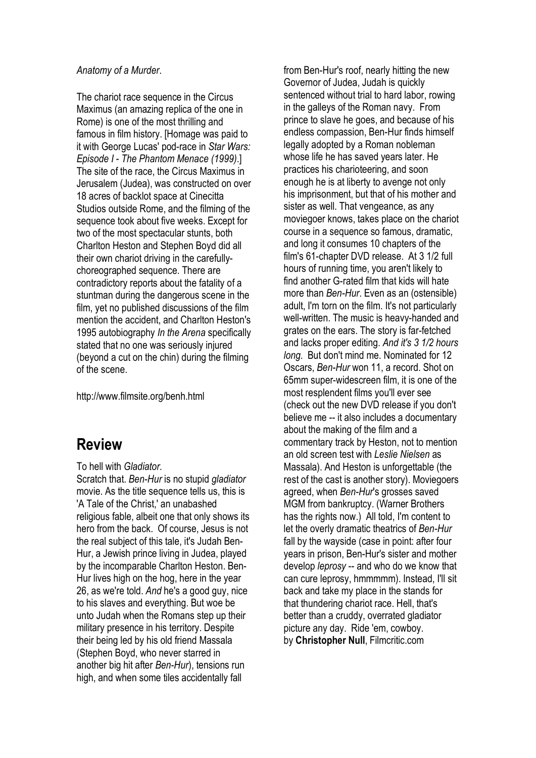*Anatomy of a Murder*.

The chariot race sequence in the Circus Maximus (an amazing replica of the one in Rome) is one of the most thrilling and famous in film history. [Homage was paid to it with George Lucas' pod-race in *Star Wars: Episode I - The Phantom Menace (1999)*.] The site of the race, the Circus Maximus in Jerusalem (Judea), was constructed on over 18 acres of backlot space at Cinecitta Studios outside Rome, and the filming of the sequence took about five weeks. Except for two of the most spectacular stunts, both Charlton Heston and Stephen Boyd did all their own chariot driving in the carefully-choreographed sequence. There are contradictory reports about the fatality of a stuntman during the dangerous scene in the film, yet no published discussions of the film mention the accident, and Charlton Heston's 1995 autobiography *In the Arena* specifically stated that no one was seriously injured (beyond a cut on the chin) during the filming of the scene.

http://www.filmsite.org/benh.html

## Review

To hell with *Gladiator.*
Scratch that. *Ben-Hur* is no stupid *gladiator* movie. As the title sequence tells us, this is 'A Tale of the Christ,' an unabashed religious fable, albeit one that only shows its hero from the back. Of course, Jesus is not the real subject of this tale, it's Judah Ben-Hur, a Jewish prince living in Judea, played by the incomparable Charlton Heston. Ben-Hur lives high on the hog, here in the year 26, as we're told. *And* he's a good guy, nice to his slaves and everything. But woe be unto Judah when the Romans step up their military presence in his territory. Despite their being led by his old friend Massala (Stephen Boyd, who never starred in another big hit after *Ben-Hur*), tensions run high, and when some tiles accidentally fall from Ben-Hur's roof, nearly hitting the new Governor of Judea, Judah is quickly sentenced without trial to hard labor, rowing in the galleys of the Roman navy. From prince to slave he goes, and because of his endless compassion, Ben-Hur finds himself legally adopted by a Roman nobleman whose life he has saved years later. He practices his charioteering, and soon enough he is at liberty to avenge not only his imprisonment, but that of his mother and sister as well. That vengeance, as any moviegoer knows, takes place on the chariot course in a sequence so famous, dramatic, and long it consumes 10 chapters of the film's 61-chapter DVD release. At 3 1/2 full hours of running time, you aren't likely to find another G-rated film that kids will hate more than *Ben-Hur*. Even as an (ostensible) adult, I'm torn on the film. It's not particularly well-written. The music is heavy-handed and grates on the ears. The story is far-fetched and lacks proper editing. *And it's 3 1/2 hours long.* But don't mind me. Nominated for 12 Oscars, *Ben-Hur* won 11, a record. Shot on 65mm super-widescreen film, it is one of the most resplendent films you'll ever see (check out the new DVD release if you don't believe me -- it also includes a documentary about the making of the film and a commentary track by Heston, not to mention an old screen test with *Leslie Nielsen* as Massala). And Heston is unforgettable (the rest of the cast is another story). Moviegoers agreed, when *Ben-Hur*'s grosses saved MGM from bankruptcy. (Warner Brothers has the rights now.) All told, I'm content to let the overly dramatic theatrics of *Ben-Hur* fall by the wayside (case in point: after four years in prison, Ben-Hur's sister and mother develop *leprosy* -- and who do we know that can cure leprosy, hmmmmm). Instead, I'll sit back and take my place in the stands for that thundering chariot race. Hell, that's better than a cruddy, overrated gladiator picture any day. Ride 'em, cowboy.
by **Christopher Null**, Filmcritic.com